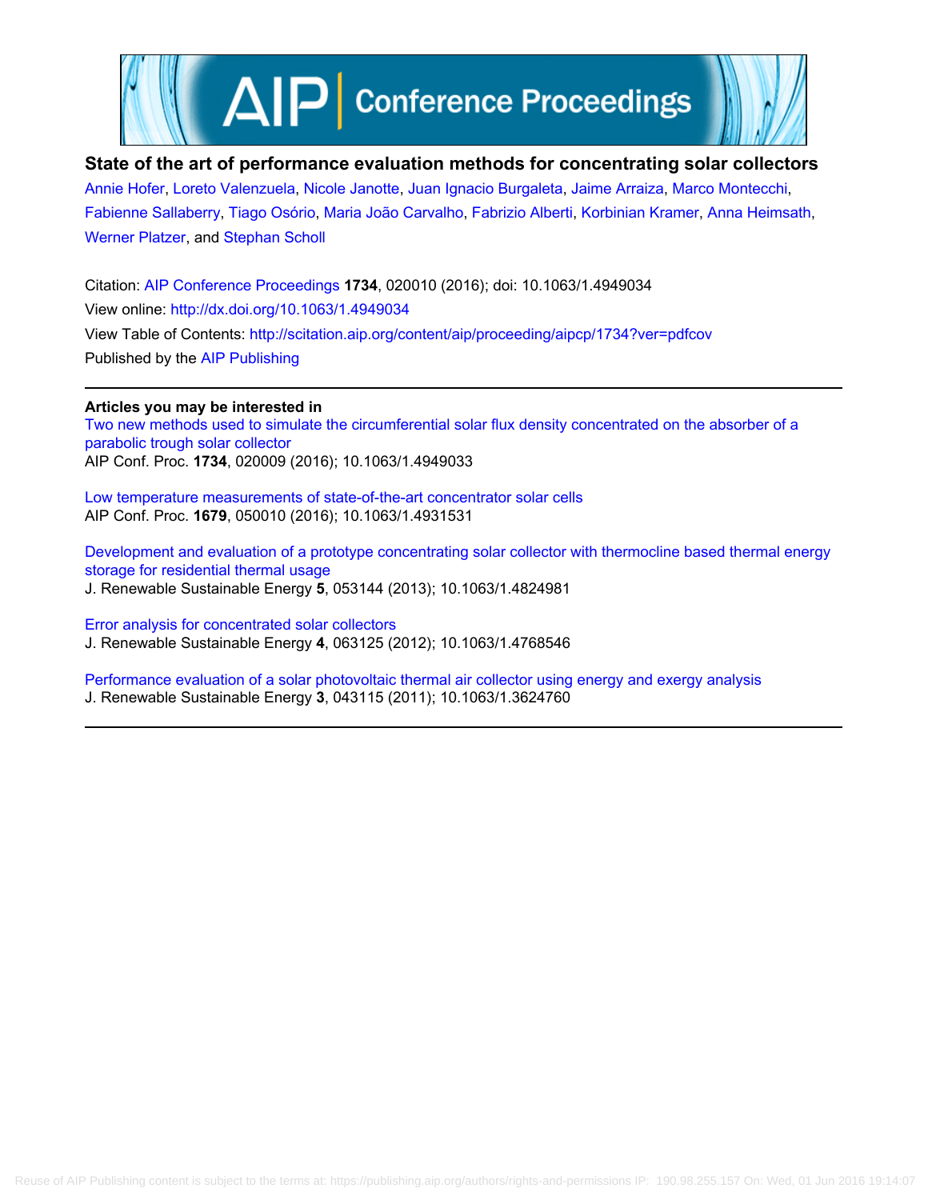# State of the art of performance evaluation methods for concentrating solar collectors

Annie Hofer, Loreto Valenzuela, Nicole Janotte, Juan Ignacio Burgaleta, Jaime Arraiza, Marco Montecchi, Fabienne Sallaberry, Tiago Osório, Maria João Carvalho, Fabrizio Alberti, Korbinian Kramer, Anna Heimsath, Werner Platzer, and Stephan Scholl

Citation: AIP Conference Proceedings **1734**, 020010 (2016); doi: 10.1063/1.4949034

View online: http://dx.doi.org/10.1063/1.4949034

View Table of Contents: http://scitation.aip.org/content/aip/proceeding/aipcp/1734?ver=pdfcov

Published by the AIP Publishing

**Articles you may be interested in**

Two new methods used to simulate the circumferential solar flux density concentrated on the absorber of a parabolic trough solar collector
AIP Conf. Proc. **1734**, 020009 (2016); 10.1063/1.4949033

Low temperature measurements of state-of-the-art concentrator solar cells
AIP Conf. Proc. **1679**, 050010 (2016); 10.1063/1.4931531

Development and evaluation of a prototype concentrating solar collector with thermocline based thermal energy storage for residential thermal usage
J. Renewable Sustainable Energy **5**, 053144 (2013); 10.1063/1.4824981

Error analysis for concentrated solar collectors
J. Renewable Sustainable Energy **4**, 063125 (2012); 10.1063/1.4768546

Performance evaluation of a solar photovoltaic thermal air collector using energy and exergy analysis
J. Renewable Sustainable Energy **3**, 043115 (2011); 10.1063/1.3624760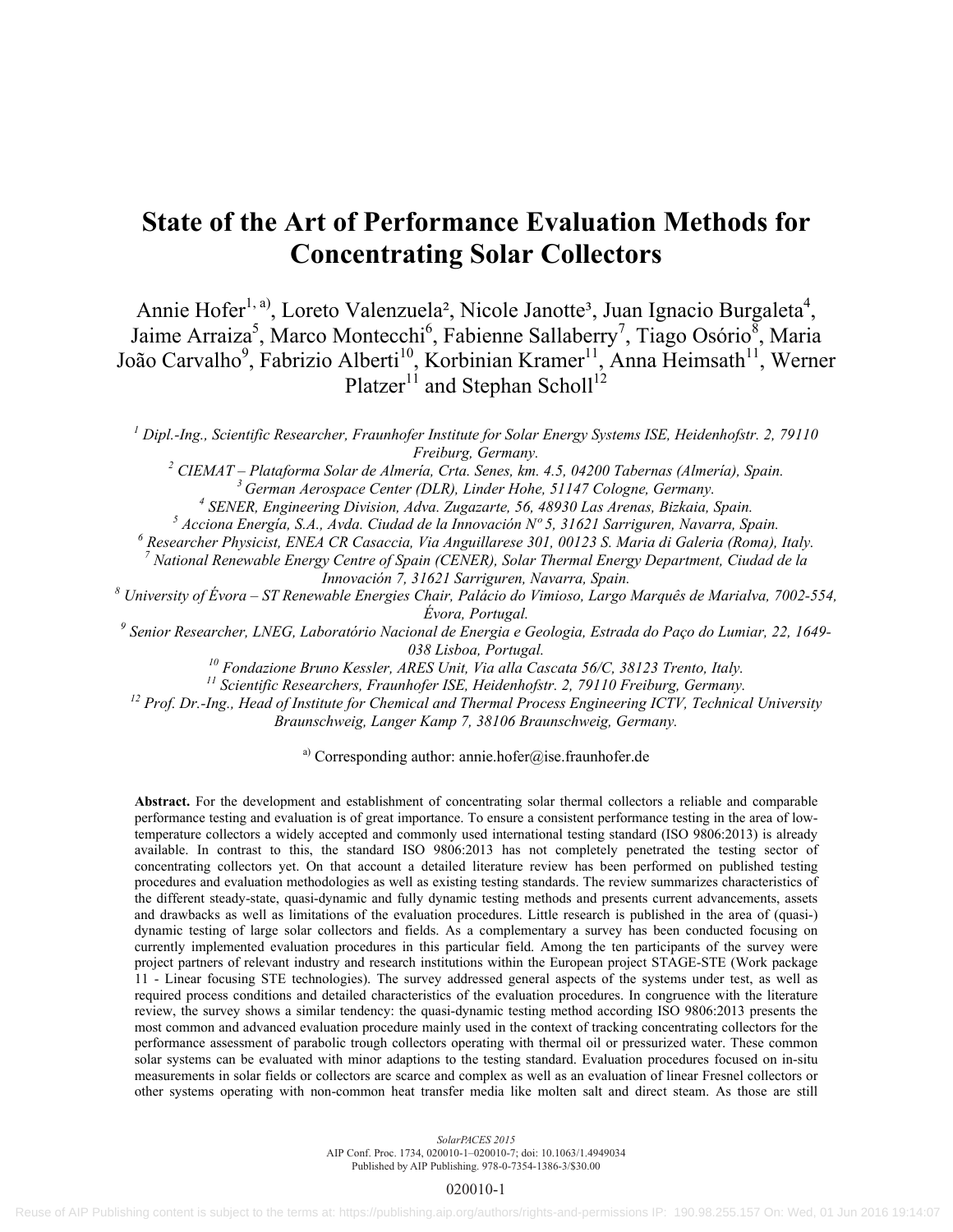# State of the Art of Performance Evaluation Methods for Concentrating Solar Collectors

Annie Hofer[1, a)], Loreto Valenzuela[2], Nicole Janotte[3], Juan Ignacio Burgaleta[4], Jaime Arraiza[5], Marco Montecchi[6], Fabienne Sallaberry[7], Tiago Osório[8], Maria João Carvalho[9], Fabrizio Alberti[10], Korbinian Kramer[11], Anna Heimsath[11], Werner Platzer[11] and Stephan Scholl[12]

*[1] Dipl.-Ing., Scientific Researcher, Fraunhofer Institute for Solar Energy Systems ISE, Heidenhofstr. 2, 79110 Freiburg, Germany.*

*[2] CIEMAT – Plataforma Solar de Almería, Crta. Senes, km. 4.5, 04200 Tabernas (Almería), Spain.*

*[3] German Aerospace Center (DLR), Linder Hohe, 51147 Cologne, Germany.*

*[4] SENER, Engineering Division, Adva. Zugazarte, 56, 48930 Las Arenas, Bizkaia, Spain.*

*[5] Acciona Energía, S.A., Avda. Ciudad de la Innovación Nº 5, 31621 Sarriguren, Navarra, Spain.*

*[6] Researcher Physicist, ENEA CR Casaccia, Via Anguillarese 301, 00123 S. Maria di Galeria (Roma), Italy.*

*[7] National Renewable Energy Centre of Spain (CENER), Solar Thermal Energy Department, Ciudad de la Innovación 7, 31621 Sarriguren, Navarra, Spain.*

*[8] University of Évora – ST Renewable Energies Chair, Palácio do Vimioso, Largo Marquês de Marialva, 7002-554, Évora, Portugal.*

*[9] Senior Researcher, LNEG, Laboratório Nacional de Energia e Geologia, Estrada do Paço do Lumiar, 22, 1649-038 Lisboa, Portugal.*

*[10] Fondazione Bruno Kessler, ARES Unit, Via alla Cascata 56/C, 38123 Trento, Italy.*

*[11] Scientific Researchers, Fraunhofer ISE, Heidenhofstr. 2, 79110 Freiburg, Germany.*

*[12] Prof. Dr.-Ing., Head of Institute for Chemical and Thermal Process Engineering ICTV, Technical University Braunschweig, Langer Kamp 7, 38106 Braunschweig, Germany.*

[a)] Corresponding author: annie.hofer@ise.fraunhofer.de

**Abstract.** For the development and establishment of concentrating solar thermal collectors a reliable and comparable performance testing and evaluation is of great importance. To ensure a consistent performance testing in the area of low-temperature collectors a widely accepted and commonly used international testing standard (ISO 9806:2013) is already available. In contrast to this, the standard ISO 9806:2013 has not completely penetrated the testing sector of concentrating collectors yet. On that account a detailed literature review has been performed on published testing procedures and evaluation methodologies as well as existing testing standards. The review summarizes characteristics of the different steady-state, quasi-dynamic and fully dynamic testing methods and presents current advancements, assets and drawbacks as well as limitations of the evaluation procedures. Little research is published in the area of (quasi-) dynamic testing of large solar collectors and fields. As a complementary a survey has been conducted focusing on currently implemented evaluation procedures in this particular field. Among the ten participants of the survey were project partners of relevant industry and research institutions within the European project STAGE-STE (Work package 11 - Linear focusing STE technologies). The survey addressed general aspects of the systems under test, as well as required process conditions and detailed characteristics of the evaluation procedures. In congruence with the literature review, the survey shows a similar tendency: the quasi-dynamic testing method according ISO 9806:2013 presents the most common and advanced evaluation procedure mainly used in the context of tracking concentrating collectors for the performance assessment of parabolic trough collectors operating with thermal oil or pressurized water. These common solar systems can be evaluated with minor adaptions to the testing standard. Evaluation procedures focused on in-situ measurements in solar fields or collectors are scarce and complex as well as an evaluation of linear Fresnel collectors or other systems operating with non-common heat transfer media like molten salt and direct steam. As those are still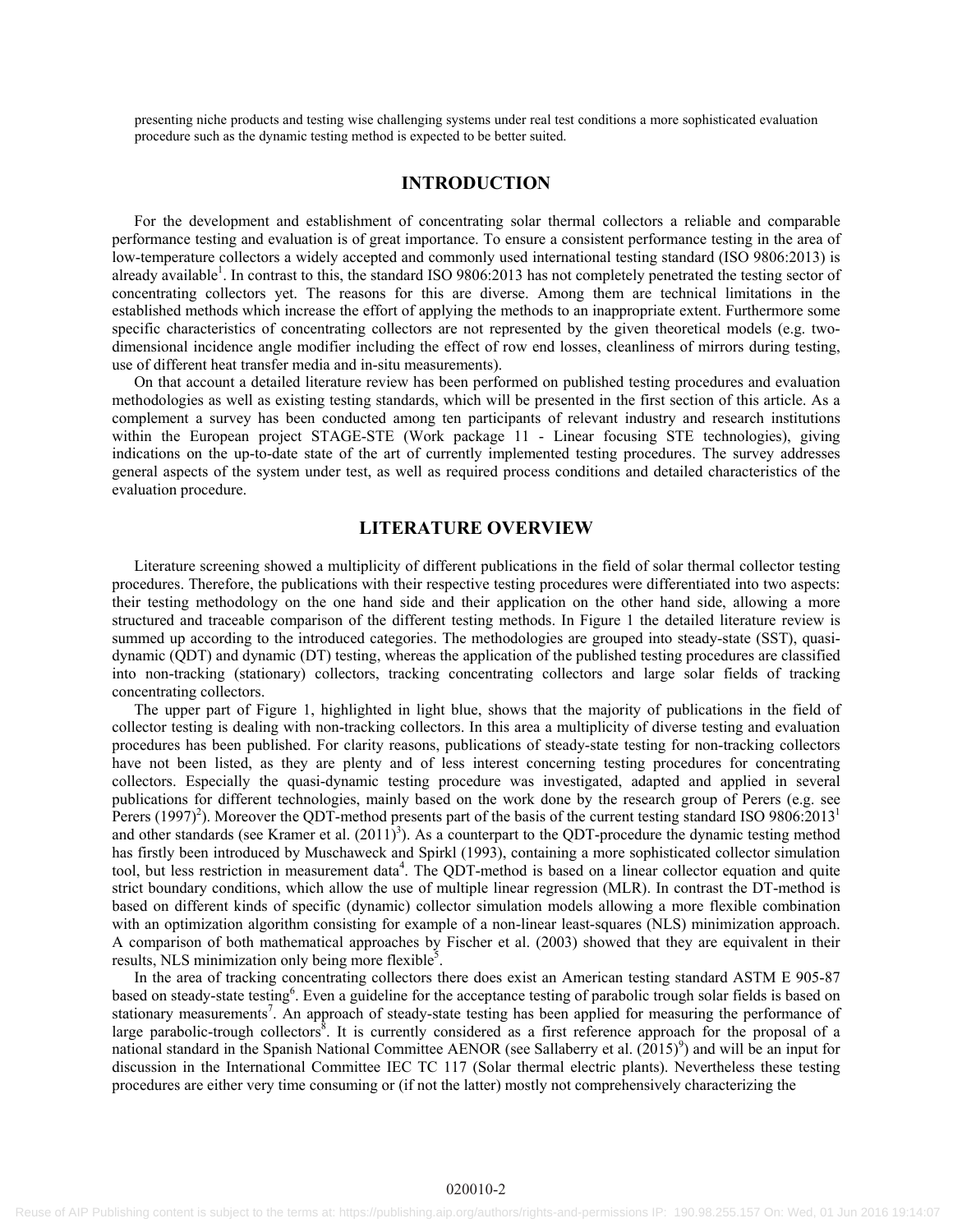presenting niche products and testing wise challenging systems under real test conditions a more sophisticated evaluation procedure such as the dynamic testing method is expected to be better suited.

## INTRODUCTION

For the development and establishment of concentrating solar thermal collectors a reliable and comparable performance testing and evaluation is of great importance. To ensure a consistent performance testing in the area of low-temperature collectors a widely accepted and commonly used international testing standard (ISO 9806:2013) is already available[1]. In contrast to this, the standard ISO 9806:2013 has not completely penetrated the testing sector of concentrating collectors yet. The reasons for this are diverse. Among them are technical limitations in the established methods which increase the effort of applying the methods to an inappropriate extent. Furthermore some specific characteristics of concentrating collectors are not represented by the given theoretical models (e.g. two-dimensional incidence angle modifier including the effect of row end losses, cleanliness of mirrors during testing, use of different heat transfer media and in-situ measurements).

On that account a detailed literature review has been performed on published testing procedures and evaluation methodologies as well as existing testing standards, which will be presented in the first section of this article. As a complement a survey has been conducted among ten participants of relevant industry and research institutions within the European project STAGE-STE (Work package 11 - Linear focusing STE technologies), giving indications on the up-to-date state of the art of currently implemented testing procedures. The survey addresses general aspects of the system under test, as well as required process conditions and detailed characteristics of the evaluation procedure.

## LITERATURE OVERVIEW

Literature screening showed a multiplicity of different publications in the field of solar thermal collector testing procedures. Therefore, the publications with their respective testing procedures were differentiated into two aspects: their testing methodology on the one hand side and their application on the other hand side, allowing a more structured and traceable comparison of the different testing methods. In Figure 1 the detailed literature review is summed up according to the introduced categories. The methodologies are grouped into steady-state (SST), quasi-dynamic (QDT) and dynamic (DT) testing, whereas the application of the published testing procedures are classified into non-tracking (stationary) collectors, tracking concentrating collectors and large solar fields of tracking concentrating collectors.

The upper part of Figure 1, highlighted in light blue, shows that the majority of publications in the field of collector testing is dealing with non-tracking collectors. In this area a multiplicity of diverse testing and evaluation procedures has been published. For clarity reasons, publications of steady-state testing for non-tracking collectors have not been listed, as they are plenty and of less interest concerning testing procedures for concentrating collectors. Especially the quasi-dynamic testing procedure was investigated, adapted and applied in several publications for different technologies, mainly based on the work done by the research group of Perers (e.g. see Perers (1997)[2]). Moreover the QDT-method presents part of the basis of the current testing standard ISO 9806:2013[1] and other standards (see Kramer et al. (2011)[3]). As a counterpart to the QDT-procedure the dynamic testing method has firstly been introduced by Muschaweck and Spirkl (1993), containing a more sophisticated collector simulation tool, but less restriction in measurement data[4]. The QDT-method is based on a linear collector equation and quite strict boundary conditions, which allow the use of multiple linear regression (MLR). In contrast the DT-method is based on different kinds of specific (dynamic) collector simulation models allowing a more flexible combination with an optimization algorithm consisting for example of a non-linear least-squares (NLS) minimization approach. A comparison of both mathematical approaches by Fischer et al. (2003) showed that they are equivalent in their results, NLS minimization only being more flexible[5].

In the area of tracking concentrating collectors there does exist an American testing standard ASTM E 905-87 based on steady-state testing[6]. Even a guideline for the acceptance testing of parabolic trough solar fields is based on stationary measurements[7]. An approach of steady-state testing has been applied for measuring the performance of large parabolic-trough collectors[8]. It is currently considered as a first reference approach for the proposal of a national standard in the Spanish National Committee AENOR (see Sallaberry et al. (2015)[9]) and will be an input for discussion in the International Committee IEC TC 117 (Solar thermal electric plants). Nevertheless these testing procedures are either very time consuming or (if not the latter) mostly not comprehensively characterizing the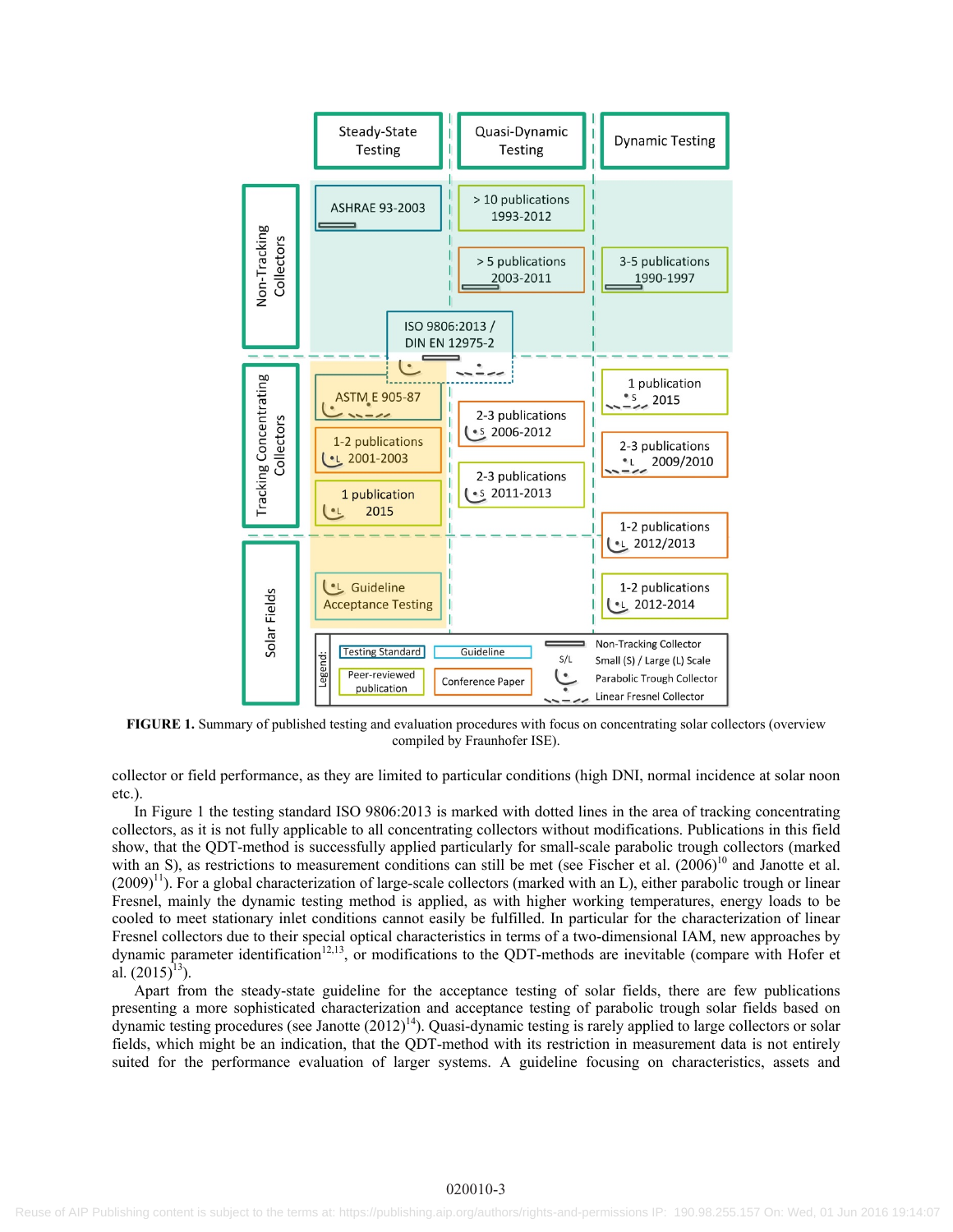| | Steady-State Testing | Quasi-Dynamic Testing | Dynamic Testing |
|---|---|---|---|
| Non-Tracking Collectors | ASHRAE 93-2003 | > 10 publications 1993-2012 | |
| | | > 5 publications 2003-2011 | 3-5 publications 1990-1997 |
| | ISO 9806:2013 / DIN EN 12975-2 | | |
| Tracking Concentrating Collectors | ASTM E 905-87 | 2-3 publications (S) 2006-2012 | 1 publication (S) 2015 |
| | 1-2 publications (L) 2001-2003 | 2-3 publications (S) 2011-2013 | 2-3 publications (L) 2009/2010 |
| | 1 publication (L) 2015 | | 1-2 publications (L) 2012/2013 |
| Solar Fields | (L) Guideline Acceptance Testing | | 1-2 publications (L) 2012-2014 |

Legend: Testing Standard; Guideline; Peer-reviewed publication; Conference Paper; Non-Tracking Collector; S/L Small (S) / Large (L) Scale; Parabolic Trough Collector; Linear Fresnel Collector

**FIGURE 1.** Summary of published testing and evaluation procedures with focus on concentrating solar collectors (overview compiled by Fraunhofer ISE).

collector or field performance, as they are limited to particular conditions (high DNI, normal incidence at solar noon etc.).

In Figure 1 the testing standard ISO 9806:2013 is marked with dotted lines in the area of tracking concentrating collectors, as it is not fully applicable to all concentrating collectors without modifications. Publications in this field show, that the QDT-method is successfully applied particularly for small-scale parabolic trough collectors (marked with an S), as restrictions to measurement conditions can still be met (see Fischer et al. (2006)[10] and Janotte et al. (2009)[11]). For a global characterization of large-scale collectors (marked with an L), either parabolic trough or linear Fresnel, mainly the dynamic testing method is applied, as with higher working temperatures, energy loads to be cooled to meet stationary inlet conditions cannot easily be fulfilled. In particular for the characterization of linear Fresnel collectors due to their special optical characteristics in terms of a two-dimensional IAM, new approaches by dynamic parameter identification[12,13], or modifications to the QDT-methods are inevitable (compare with Hofer et al. (2015)[13]).

Apart from the steady-state guideline for the acceptance testing of solar fields, there are few publications presenting a more sophisticated characterization and acceptance testing of parabolic trough solar fields based on dynamic testing procedures (see Janotte (2012)[14]). Quasi-dynamic testing is rarely applied to large collectors or solar fields, which might be an indication, that the QDT-method with its restriction in measurement data is not entirely suited for the performance evaluation of larger systems. A guideline focusing on characteristics, assets and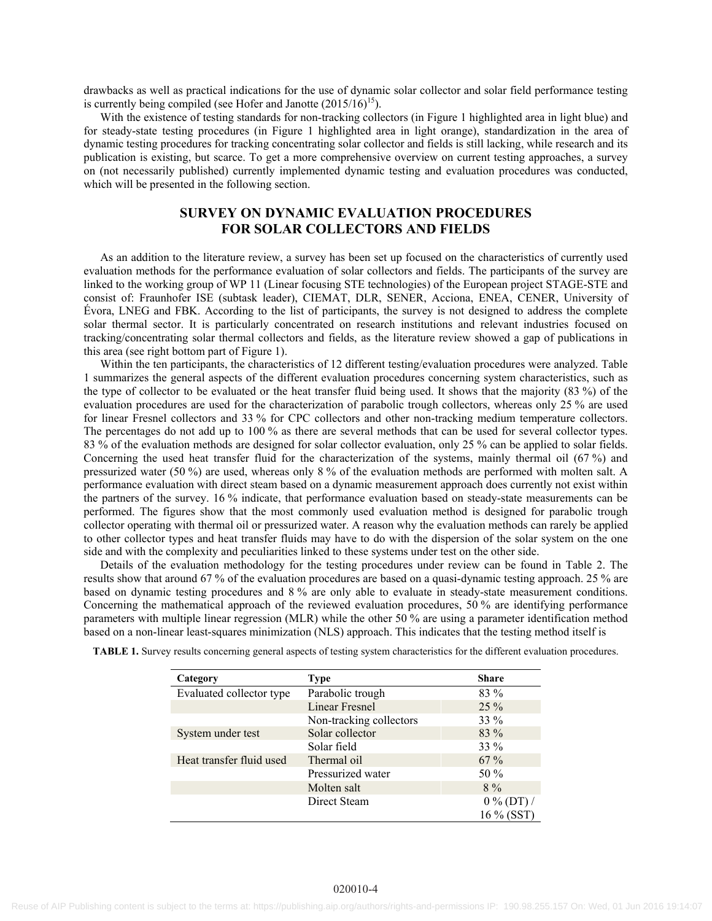drawbacks as well as practical indications for the use of dynamic solar collector and solar field performance testing is currently being compiled (see Hofer and Janotte (2015/16)[15]).

With the existence of testing standards for non-tracking collectors (in Figure 1 highlighted area in light blue) and for steady-state testing procedures (in Figure 1 highlighted area in light orange), standardization in the area of dynamic testing procedures for tracking concentrating solar collector and fields is still lacking, while research and its publication is existing, but scarce. To get a more comprehensive overview on current testing approaches, a survey on (not necessarily published) currently implemented dynamic testing and evaluation procedures was conducted, which will be presented in the following section.

## SURVEY ON DYNAMIC EVALUATION PROCEDURES FOR SOLAR COLLECTORS AND FIELDS

As an addition to the literature review, a survey has been set up focused on the characteristics of currently used evaluation methods for the performance evaluation of solar collectors and fields. The participants of the survey are linked to the working group of WP 11 (Linear focusing STE technologies) of the European project STAGE-STE and consist of: Fraunhofer ISE (subtask leader), CIEMAT, DLR, SENER, Acciona, ENEA, CENER, University of Évora, LNEG and FBK. According to the list of participants, the survey is not designed to address the complete solar thermal sector. It is particularly concentrated on research institutions and relevant industries focused on tracking/concentrating solar thermal collectors and fields, as the literature review showed a gap of publications in this area (see right bottom part of Figure 1).

Within the ten participants, the characteristics of 12 different testing/evaluation procedures were analyzed. Table 1 summarizes the general aspects of the different evaluation procedures concerning system characteristics, such as the type of collector to be evaluated or the heat transfer fluid being used. It shows that the majority (83 %) of the evaluation procedures are used for the characterization of parabolic trough collectors, whereas only 25 % are used for linear Fresnel collectors and 33 % for CPC collectors and other non-tracking medium temperature collectors. The percentages do not add up to 100 % as there are several methods that can be used for several collector types. 83 % of the evaluation methods are designed for solar collector evaluation, only 25 % can be applied to solar fields. Concerning the used heat transfer fluid for the characterization of the systems, mainly thermal oil (67 %) and pressurized water (50 %) are used, whereas only 8 % of the evaluation methods are performed with molten salt. A performance evaluation with direct steam based on a dynamic measurement approach does currently not exist within the partners of the survey. 16 % indicate, that performance evaluation based on steady-state measurements can be performed. The figures show that the most commonly used evaluation method is designed for parabolic trough collector operating with thermal oil or pressurized water. A reason why the evaluation methods can rarely be applied to other collector types and heat transfer fluids may have to do with the dispersion of the solar system on the one side and with the complexity and peculiarities linked to these systems under test on the other side.

Details of the evaluation methodology for the testing procedures under review can be found in Table 2. The results show that around 67 % of the evaluation procedures are based on a quasi-dynamic testing approach. 25 % are based on dynamic testing procedures and 8 % are only able to evaluate in steady-state measurement conditions. Concerning the mathematical approach of the reviewed evaluation procedures, 50 % are identifying performance parameters with multiple linear regression (MLR) while the other 50 % are using a parameter identification method based on a non-linear least-squares minimization (NLS) approach. This indicates that the testing method itself is

**TABLE 1.** Survey results concerning general aspects of testing system characteristics for the different evaluation procedures.

| Category | Type | Share |
|---|---|---|
| Evaluated collector type | Parabolic trough | 83 % |
| | Linear Fresnel | 25 % |
| | Non-tracking collectors | 33 % |
| System under test | Solar collector | 83 % |
| | Solar field | 33 % |
| Heat transfer fluid used | Thermal oil | 67 % |
| | Pressurized water | 50 % |
| | Molten salt | 8 % |
| | Direct Steam | 0 % (DT) / 16 % (SST) |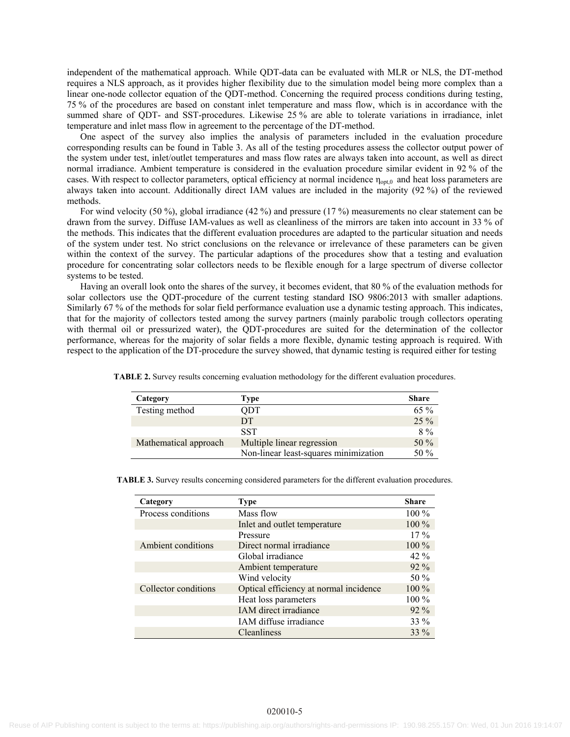independent of the mathematical approach. While QDT-data can be evaluated with MLR or NLS, the DT-method requires a NLS approach, as it provides higher flexibility due to the simulation model being more complex than a linear one-node collector equation of the QDT-method. Concerning the required process conditions during testing, 75 % of the procedures are based on constant inlet temperature and mass flow, which is in accordance with the summed share of QDT- and SST-procedures. Likewise 25 % are able to tolerate variations in irradiance, inlet temperature and inlet mass flow in agreement to the percentage of the DT-method.

One aspect of the survey also implies the analysis of parameters included in the evaluation procedure corresponding results can be found in Table 3. As all of the testing procedures assess the collector output power of the system under test, inlet/outlet temperatures and mass flow rates are always taken into account, as well as direct normal irradiance. Ambient temperature is considered in the evaluation procedure similar evident in 92 % of the cases. With respect to collector parameters, optical efficiency at normal incidence $\eta_{opt,0}$ and heat loss parameters are always taken into account. Additionally direct IAM values are included in the majority (92 %) of the reviewed methods.

For wind velocity (50 %), global irradiance (42 %) and pressure (17 %) measurements no clear statement can be drawn from the survey. Diffuse IAM-values as well as cleanliness of the mirrors are taken into account in 33 % of the methods. This indicates that the different evaluation procedures are adapted to the particular situation and needs of the system under test. No strict conclusions on the relevance or irrelevance of these parameters can be given within the context of the survey. The particular adaptions of the procedures show that a testing and evaluation procedure for concentrating solar collectors needs to be flexible enough for a large spectrum of diverse collector systems to be tested.

Having an overall look onto the shares of the survey, it becomes evident, that 80 % of the evaluation methods for solar collectors use the QDT-procedure of the current testing standard ISO 9806:2013 with smaller adaptions. Similarly 67 % of the methods for solar field performance evaluation use a dynamic testing approach. This indicates, that for the majority of collectors tested among the survey partners (mainly parabolic trough collectors operating with thermal oil or pressurized water), the QDT-procedures are suited for the determination of the collector performance, whereas for the majority of solar fields a more flexible, dynamic testing approach is required. With respect to the application of the DT-procedure the survey showed, that dynamic testing is required either for testing

**TABLE 2.** Survey results concerning evaluation methodology for the different evaluation procedures.

| Category | Type | Share |
|---|---|---|
| Testing method | QDT | 65 % |
| | DT | 25 % |
| | SST | 8 % |
| Mathematical approach | Multiple linear regression | 50 % |
| | Non-linear least-squares minimization | 50 % |

**TABLE 3.** Survey results concerning considered parameters for the different evaluation procedures.

| Category | Type | Share |
|---|---|---|
| Process conditions | Mass flow | 100 % |
| | Inlet and outlet temperature | 100 % |
| | Pressure | 17 % |
| Ambient conditions | Direct normal irradiance | 100 % |
| | Global irradiance | 42 % |
| | Ambient temperature | 92 % |
| | Wind velocity | 50 % |
| Collector conditions | Optical efficiency at normal incidence | 100 % |
| | Heat loss parameters | 100 % |
| | IAM direct irradiance | 92 % |
| | IAM diffuse irradiance | 33 % |
| | Cleanliness | 33 % |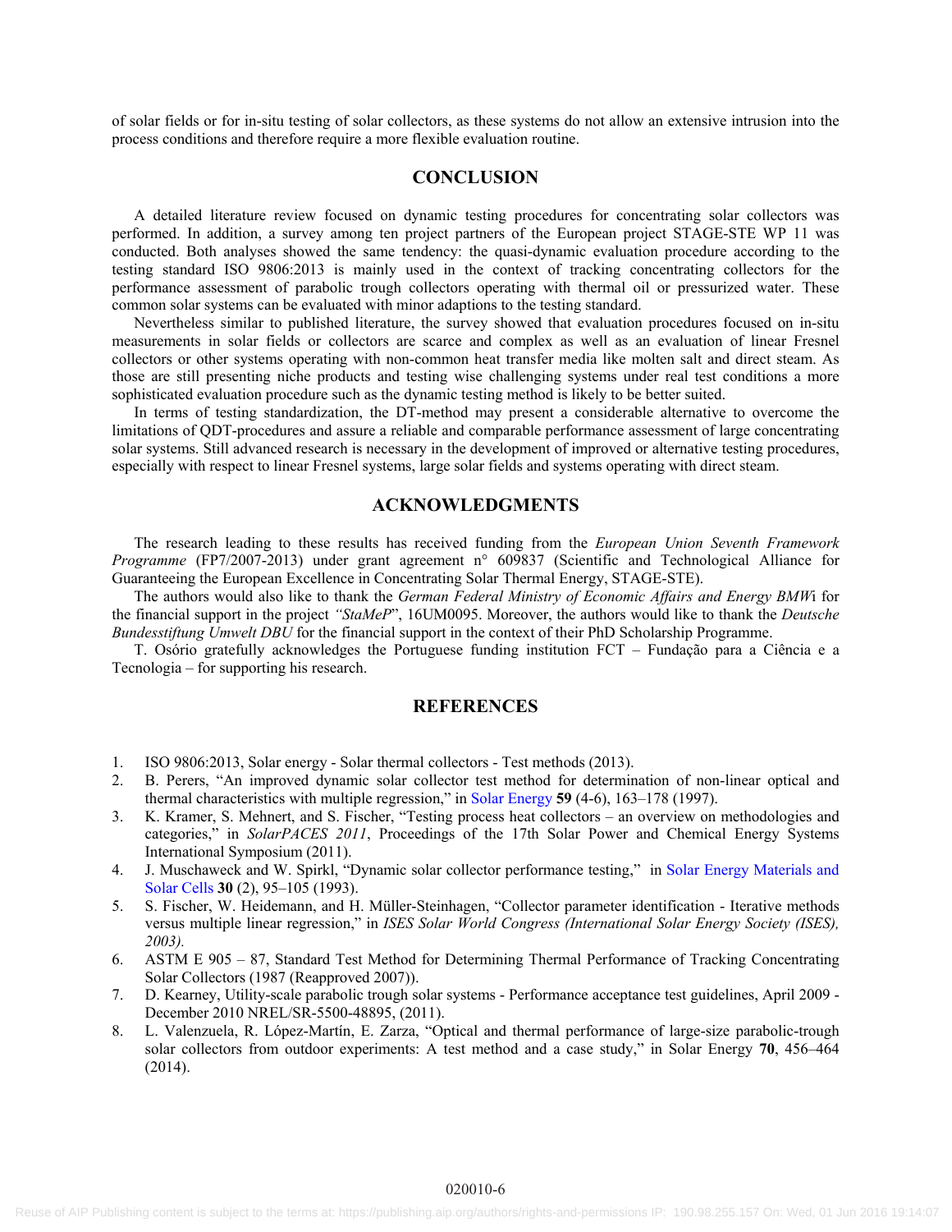of solar fields or for in-situ testing of solar collectors, as these systems do not allow an extensive intrusion into the process conditions and therefore require a more flexible evaluation routine.

## CONCLUSION

A detailed literature review focused on dynamic testing procedures for concentrating solar collectors was performed. In addition, a survey among ten project partners of the European project STAGE-STE WP 11 was conducted. Both analyses showed the same tendency: the quasi-dynamic evaluation procedure according to the testing standard ISO 9806:2013 is mainly used in the context of tracking concentrating collectors for the performance assessment of parabolic trough collectors operating with thermal oil or pressurized water. These common solar systems can be evaluated with minor adaptions to the testing standard.

Nevertheless similar to published literature, the survey showed that evaluation procedures focused on in-situ measurements in solar fields or collectors are scarce and complex as well as an evaluation of linear Fresnel collectors or other systems operating with non-common heat transfer media like molten salt and direct steam. As those are still presenting niche products and testing wise challenging systems under real test conditions a more sophisticated evaluation procedure such as the dynamic testing method is likely to be better suited.

In terms of testing standardization, the DT-method may present a considerable alternative to overcome the limitations of QDT-procedures and assure a reliable and comparable performance assessment of large concentrating solar systems. Still advanced research is necessary in the development of improved or alternative testing procedures, especially with respect to linear Fresnel systems, large solar fields and systems operating with direct steam.

## ACKNOWLEDGMENTS

The research leading to these results has received funding from the *European Union Seventh Framework Programme* (FP7/2007-2013) under grant agreement n° 609837 (Scientific and Technological Alliance for Guaranteeing the European Excellence in Concentrating Solar Thermal Energy, STAGE-STE).

The authors would also like to thank the *German Federal Ministry of Economic Affairs and Energy BMWi* for the financial support in the project *"StaMeP*", 16UM0095. Moreover, the authors would like to thank the *Deutsche Bundesstiftung Umwelt DBU* for the financial support in the context of their PhD Scholarship Programme.

T. Osório gratefully acknowledges the Portuguese funding institution FCT – Fundação para a Ciência e a Tecnologia – for supporting his research.

## REFERENCES

1. ISO 9806:2013, Solar energy - Solar thermal collectors - Test methods (2013).
2. B. Perers, "An improved dynamic solar collector test method for determination of non-linear optical and thermal characteristics with multiple regression," in Solar Energy **59** (4-6), 163–178 (1997).
3. K. Kramer, S. Mehnert, and S. Fischer, "Testing process heat collectors – an overview on methodologies and categories," in *SolarPACES 2011*, Proceedings of the 17th Solar Power and Chemical Energy Systems International Symposium (2011).
4. J. Muschaweck and W. Spirkl, "Dynamic solar collector performance testing," in Solar Energy Materials and Solar Cells **30** (2), 95–105 (1993).
5. S. Fischer, W. Heidemann, and H. Müller-Steinhagen, "Collector parameter identification - Iterative methods versus multiple linear regression," in *ISES Solar World Congress (International Solar Energy Society (ISES), 2003).*
6. ASTM E 905 – 87, Standard Test Method for Determining Thermal Performance of Tracking Concentrating Solar Collectors (1987 (Reapproved 2007)).
7. D. Kearney, Utility-scale parabolic trough solar systems - Performance acceptance test guidelines, April 2009 - December 2010 NREL/SR-5500-48895, (2011).
8. L. Valenzuela, R. López-Martín, E. Zarza, "Optical and thermal performance of large-size parabolic-trough solar collectors from outdoor experiments: A test method and a case study," in Solar Energy **70**, 456–464 (2014).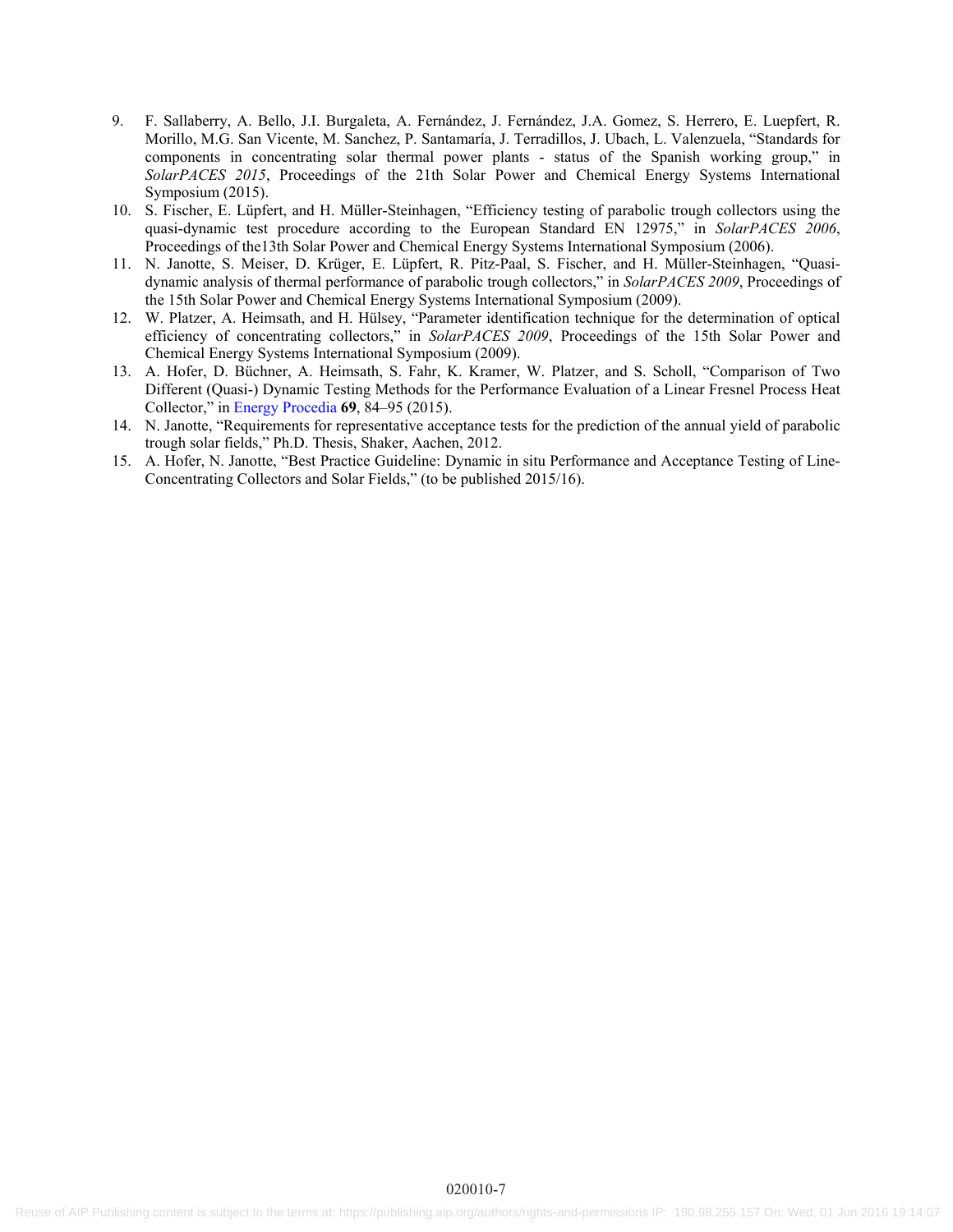9. F. Sallaberry, A. Bello, J.I. Burgaleta, A. Fernández, J. Fernández, J.A. Gomez, S. Herrero, E. Luepfert, R. Morillo, M.G. San Vicente, M. Sanchez, P. Santamaría, J. Terradillos, J. Ubach, L. Valenzuela, "Standards for components in concentrating solar thermal power plants - status of the Spanish working group," in *SolarPACES 2015*, Proceedings of the 21th Solar Power and Chemical Energy Systems International Symposium (2015).
10. S. Fischer, E. Lüpfert, and H. Müller-Steinhagen, "Efficiency testing of parabolic trough collectors using the quasi-dynamic test procedure according to the European Standard EN 12975," in *SolarPACES 2006*, Proceedings of the13th Solar Power and Chemical Energy Systems International Symposium (2006).
11. N. Janotte, S. Meiser, D. Krüger, E. Lüpfert, R. Pitz-Paal, S. Fischer, and H. Müller-Steinhagen, "Quasi-dynamic analysis of thermal performance of parabolic trough collectors," in *SolarPACES 2009*, Proceedings of the 15th Solar Power and Chemical Energy Systems International Symposium (2009).
12. W. Platzer, A. Heimsath, and H. Hülsey, "Parameter identification technique for the determination of optical efficiency of concentrating collectors," in *SolarPACES 2009*, Proceedings of the 15th Solar Power and Chemical Energy Systems International Symposium (2009).
13. A. Hofer, D. Büchner, A. Heimsath, S. Fahr, K. Kramer, W. Platzer, and S. Scholl, "Comparison of Two Different (Quasi-) Dynamic Testing Methods for the Performance Evaluation of a Linear Fresnel Process Heat Collector," in Energy Procedia **69**, 84–95 (2015).
14. N. Janotte, "Requirements for representative acceptance tests for the prediction of the annual yield of parabolic trough solar fields," Ph.D. Thesis, Shaker, Aachen, 2012.
15. A. Hofer, N. Janotte, "Best Practice Guideline: Dynamic in situ Performance and Acceptance Testing of Line-Concentrating Collectors and Solar Fields," (to be published 2015/16).